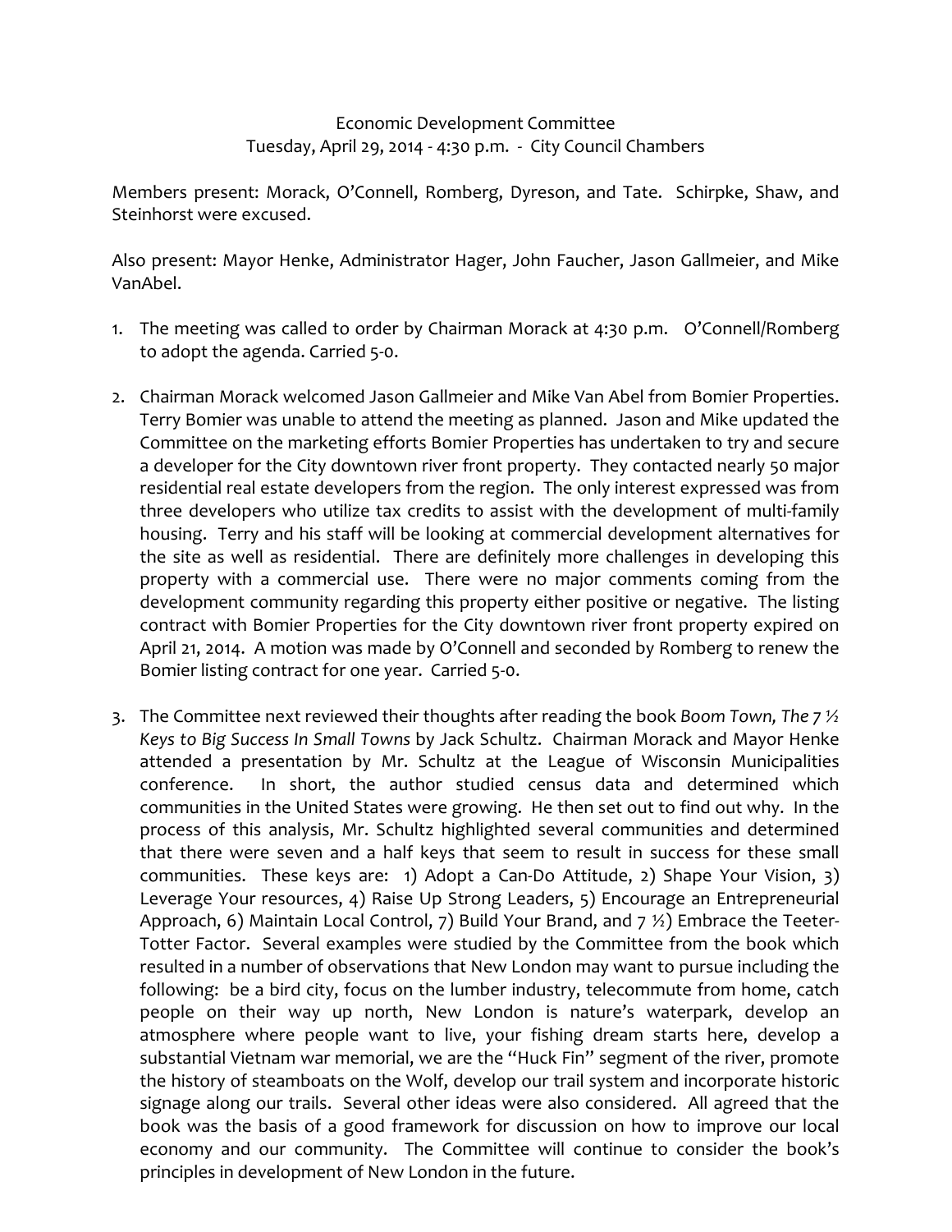Economic Development Committee
Tuesday, April 29, 2014 - 4:30 p.m. - City Council Chambers

Members present: Morack, O'Connell, Romberg, Dyreson, and Tate. Schirpke, Shaw, and Steinhorst were excused.

Also present: Mayor Henke, Administrator Hager, John Faucher, Jason Gallmeier, and Mike VanAbel.

1. The meeting was called to order by Chairman Morack at 4:30 p.m. O'Connell/Romberg to adopt the agenda. Carried 5-0.

2. Chairman Morack welcomed Jason Gallmeier and Mike Van Abel from Bomier Properties. Terry Bomier was unable to attend the meeting as planned. Jason and Mike updated the Committee on the marketing efforts Bomier Properties has undertaken to try and secure a developer for the City downtown river front property. They contacted nearly 50 major residential real estate developers from the region. The only interest expressed was from three developers who utilize tax credits to assist with the development of multi-family housing. Terry and his staff will be looking at commercial development alternatives for the site as well as residential. There are definitely more challenges in developing this property with a commercial use. There were no major comments coming from the development community regarding this property either positive or negative. The listing contract with Bomier Properties for the City downtown river front property expired on April 21, 2014. A motion was made by O'Connell and seconded by Romberg to renew the Bomier listing contract for one year. Carried 5-0.

3. The Committee next reviewed their thoughts after reading the book *Boom Town, The 7 ½ Keys to Big Success In Small Towns* by Jack Schultz. Chairman Morack and Mayor Henke attended a presentation by Mr. Schultz at the League of Wisconsin Municipalities conference. In short, the author studied census data and determined which communities in the United States were growing. He then set out to find out why. In the process of this analysis, Mr. Schultz highlighted several communities and determined that there were seven and a half keys that seem to result in success for these small communities. These keys are: 1) Adopt a Can-Do Attitude, 2) Shape Your Vision, 3) Leverage Your resources, 4) Raise Up Strong Leaders, 5) Encourage an Entrepreneurial Approach, 6) Maintain Local Control, 7) Build Your Brand, and 7 ½) Embrace the Teeter-Totter Factor. Several examples were studied by the Committee from the book which resulted in a number of observations that New London may want to pursue including the following: be a bird city, focus on the lumber industry, telecommute from home, catch people on their way up north, New London is nature's waterpark, develop an atmosphere where people want to live, your fishing dream starts here, develop a substantial Vietnam war memorial, we are the "Huck Fin" segment of the river, promote the history of steamboats on the Wolf, develop our trail system and incorporate historic signage along our trails. Several other ideas were also considered. All agreed that the book was the basis of a good framework for discussion on how to improve our local economy and our community. The Committee will continue to consider the book's principles in development of New London in the future.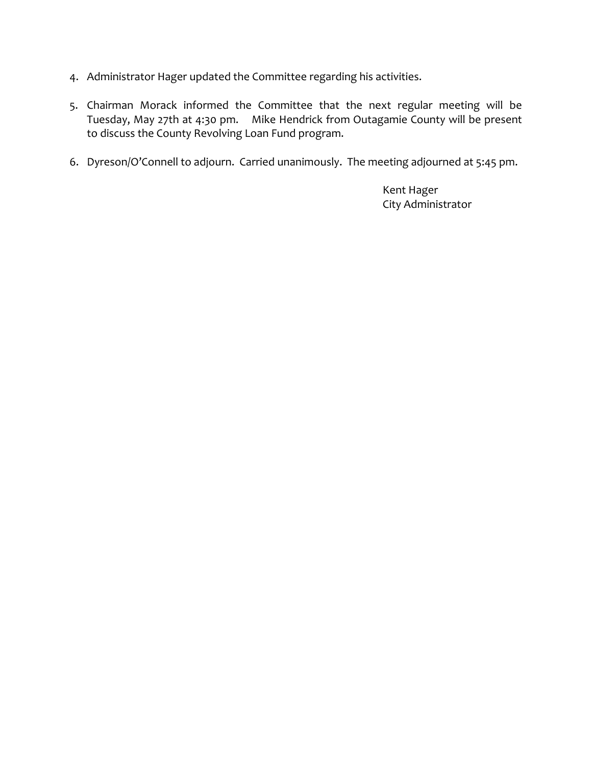4. Administrator Hager updated the Committee regarding his activities.

5. Chairman Morack informed the Committee that the next regular meeting will be Tuesday, May 27th at 4:30 pm. Mike Hendrick from Outagamie County will be present to discuss the County Revolving Loan Fund program.

6. Dyreson/O'Connell to adjourn. Carried unanimously. The meeting adjourned at 5:45 pm.

Kent Hager
City Administrator